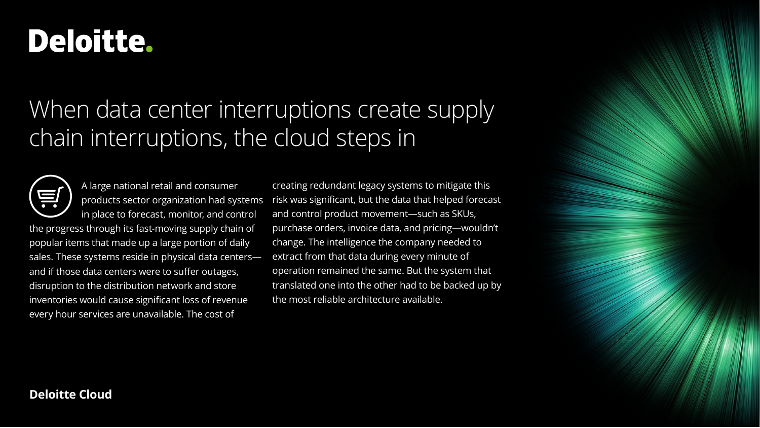Deloitte.

# When data center interruptions create supply chain interruptions, the cloud steps in

A large national retail and consumer products sector organization had systems in place to forecast, monitor, and control the progress through its fast-moving supply chain of popular items that made up a large portion of daily sales. These systems reside in physical data centers—and if those data centers were to suffer outages, disruption to the distribution network and store inventories would cause significant loss of revenue every hour services are unavailable. The cost of creating redundant legacy systems to mitigate this risk was significant, but the data that helped forecast and control product movement—such as SKUs, purchase orders, invoice data, and pricing—wouldn't change. The intelligence the company needed to extract from that data during every minute of operation remained the same. But the system that translated one into the other had to be backed up by the most reliable architecture available.

**Deloitte Cloud**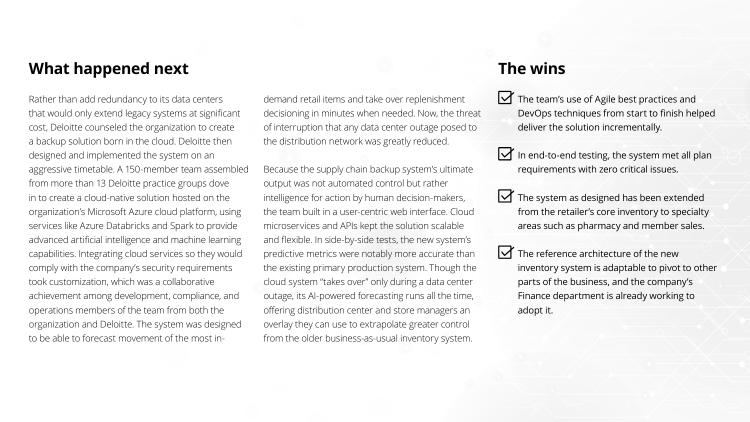## What happened next

Rather than add redundancy to its data centers that would only extend legacy systems at significant cost, Deloitte counseled the organization to create a backup solution born in the cloud. Deloitte then designed and implemented the system on an aggressive timetable. A 150-member team assembled from more than 13 Deloitte practice groups dove in to create a cloud-native solution hosted on the organization's Microsoft Azure cloud platform, using services like Azure Databricks and Spark to provide advanced artificial intelligence and machine learning capabilities. Integrating cloud services so they would comply with the company's security requirements took customization, which was a collaborative achievement among development, compliance, and operations members of the team from both the organization and Deloitte. The system was designed to be able to forecast movement of the most in-demand retail items and take over replenishment decisioning in minutes when needed. Now, the threat of interruption that any data center outage posed to the distribution network was greatly reduced.

Because the supply chain backup system's ultimate output was not automated control but rather intelligence for action by human decision-makers, the team built in a user-centric web interface. Cloud microservices and APIs kept the solution scalable and flexible. In side-by-side tests, the new system's predictive metrics were notably more accurate than the existing primary production system. Though the cloud system "takes over" only during a data center outage, its AI-powered forecasting runs all the time, offering distribution center and store managers an overlay they can use to extrapolate greater control from the older business-as-usual inventory system.

## The wins

- The team's use of Agile best practices and DevOps techniques from start to finish helped deliver the solution incrementally.
- In end-to-end testing, the system met all plan requirements with zero critical issues.
- The system as designed has been extended from the retailer's core inventory to specialty areas such as pharmacy and member sales.
- The reference architecture of the new inventory system is adaptable to pivot to other parts of the business, and the company's Finance department is already working to adopt it.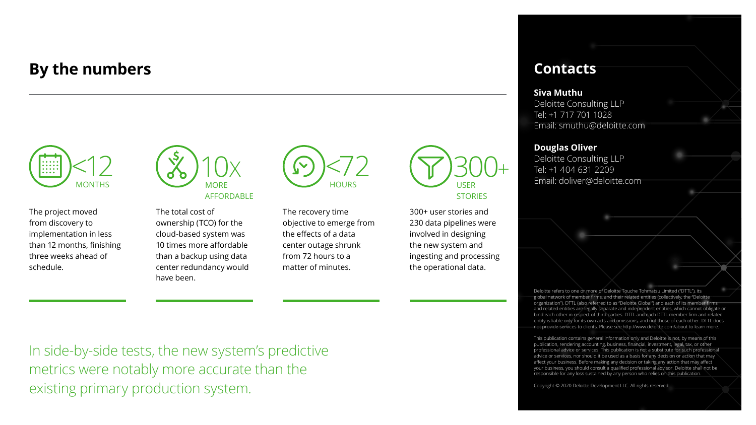## By the numbers

**<12 MONTHS**

The project moved from discovery to implementation in less than 12 months, finishing three weeks ahead of schedule.

**10x MORE AFFORDABLE**

The total cost of ownership (TCO) for the cloud-based system was 10 times more affordable than a backup using data center redundancy would have been.

**<72 HOURS**

The recovery time objective to emerge from the effects of a data center outage shrunk from 72 hours to a matter of minutes.

**300+ USER STORIES**

300+ user stories and 230 data pipelines were involved in designing the new system and ingesting and processing the operational data.

In side-by-side tests, the new system's predictive metrics were notably more accurate than the existing primary production system.

## Contacts

**Siva Muthu**
Deloitte Consulting LLP
Tel: +1 717 701 1028
Email: smuthu@deloitte.com

**Douglas Oliver**
Deloitte Consulting LLP
Tel: +1 404 631 2209
Email: doliver@deloitte.com

Deloitte refers to one or more of Deloitte Touche Tohmatsu Limited ("DTTL"), its global network of member firms, and their related entities (collectively, the "Deloitte organization"). DTTL (also referred to as "Deloitte Global") and each of its member firms and related entities are legally separate and independent entities, which cannot obligate or bind each other in respect of third parties. DTTL and each DTTL member firm and related entity is liable only for its own acts and omissions, and not those of each other. DTTL does not provide services to clients. Please see http://www.deloitte.com/about to learn more.

This publication contains general information only and Deloitte is not, by means of this publication, rendering accounting, business, financial, investment, legal, tax, or other professional advice or services. This publication is not a substitute for such professional advice or services, nor should it be used as a basis for any decision or action that may affect your business. Before making any decision or taking any action that may affect your business, you should consult a qualified professional advisor. Deloitte shall not be responsible for any loss sustained by any person who relies on this publication.

Copyright © 2020 Deloitte Development LLC. All rights reserved.